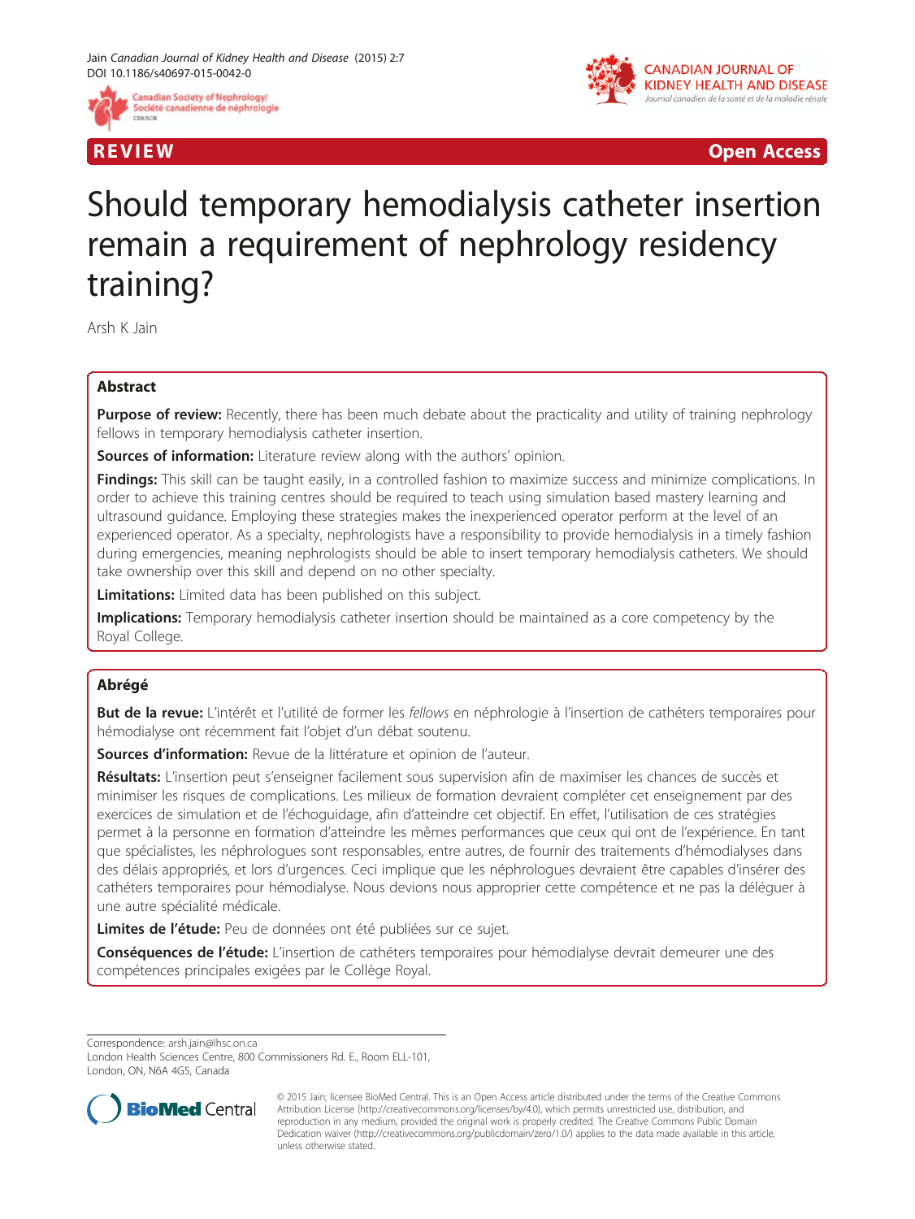REVIEW Open Access

# Should temporary hemodialysis catheter insertion remain a requirement of nephrology residency training?

Arsh K Jain

## Abstract

**Purpose of review:** Recently, there has been much debate about the practicality and utility of training nephrology fellows in temporary hemodialysis catheter insertion.

**Sources of information:** Literature review along with the authors' opinion.

**Findings:** This skill can be taught easily, in a controlled fashion to maximize success and minimize complications. In order to achieve this training centres should be required to teach using simulation based mastery learning and ultrasound guidance. Employing these strategies makes the inexperienced operator perform at the level of an experienced operator. As a specialty, nephrologists have a responsibility to provide hemodialysis in a timely fashion during emergencies, meaning nephrologists should be able to insert temporary hemodialysis catheters. We should take ownership over this skill and depend on no other specialty.

**Limitations:** Limited data has been published on this subject.

**Implications:** Temporary hemodialysis catheter insertion should be maintained as a core competency by the Royal College.

## Abrégé

**But de la revue:** L'intérêt et l'utilité de former les *fellows* en néphrologie à l'insertion de cathéters temporaires pour hémodialyse ont récemment fait l'objet d'un débat soutenu.

**Sources d'information:** Revue de la littérature et opinion de l'auteur.

**Résultats:** L'insertion peut s'enseigner facilement sous supervision afin de maximiser les chances de succès et minimiser les risques de complications. Les milieux de formation devraient compléter cet enseignement par des exercices de simulation et de l'échoguidage, afin d'atteindre cet objectif. En effet, l'utilisation de ces stratégies permet à la personne en formation d'atteindre les mêmes performances que ceux qui ont de l'expérience. En tant que spécialistes, les néphrologues sont responsables, entre autres, de fournir des traitements d'hémodialyses dans des délais appropriés, et lors d'urgences. Ceci implique que les néphrologues devraient être capables d'insérer des cathéters temporaires pour hémodialyse. Nous devions nous approprier cette compétence et ne pas la déléguer à une autre spécialité médicale.

**Limites de l'étude:** Peu de données ont été publiées sur ce sujet.

**Conséquences de l'étude:** L'insertion de cathéters temporaires pour hémodialyse devrait demeurer une des compétences principales exigées par le Collège Royal.

---

Correspondence: arsh.jain@lhsc.on.ca
London Health Sciences Centre, 800 Commissioners Rd. E., Room ELL-101, London, ON, N6A 4G5, Canada

© 2015 Jain; licensee BioMed Central. This is an Open Access article distributed under the terms of the Creative Commons Attribution License (http://creativecommons.org/licenses/by/4.0), which permits unrestricted use, distribution, and reproduction in any medium, provided the original work is properly credited. The Creative Commons Public Domain Dedication waiver (http://creativecommons.org/publicdomain/zero/1.0/) applies to the data made available in this article, unless otherwise stated.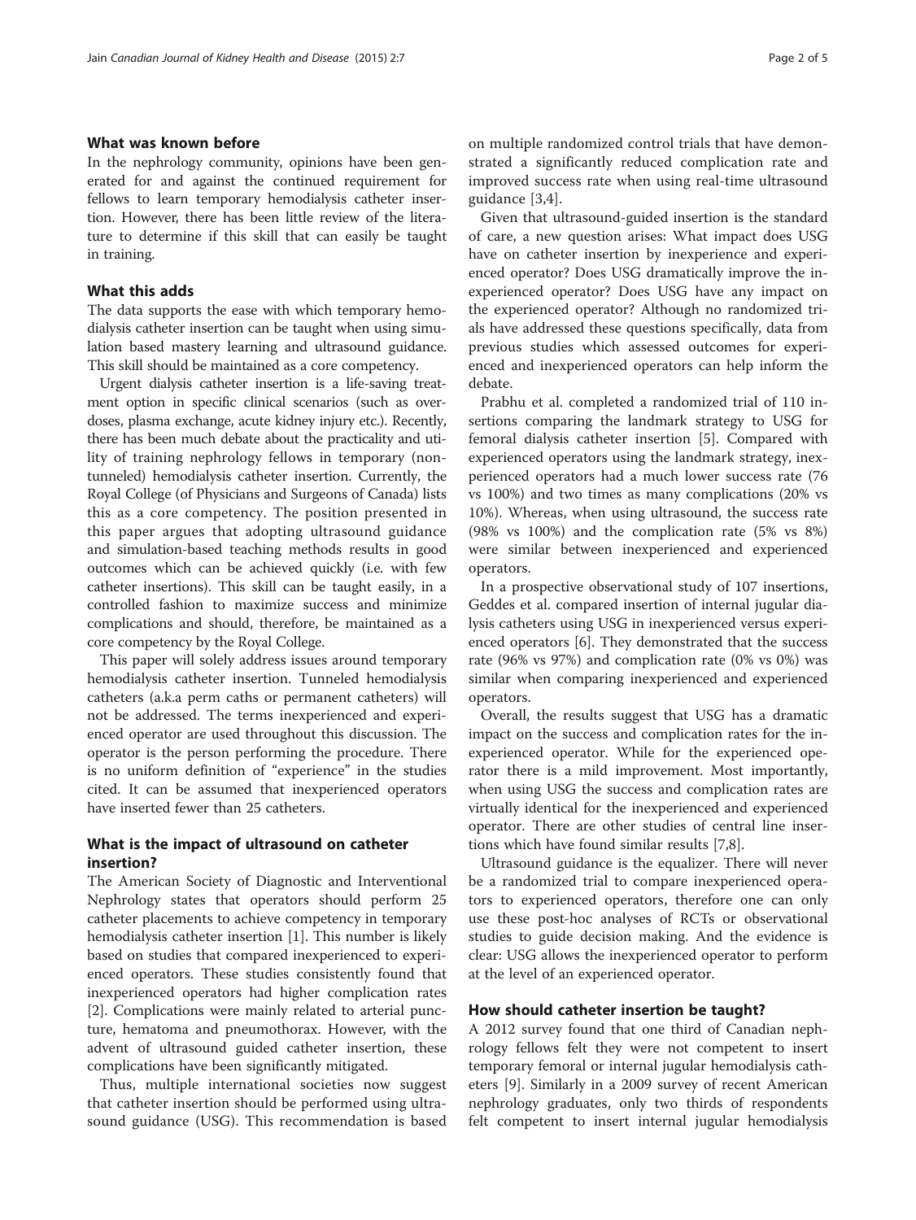## What was known before

In the nephrology community, opinions have been generated for and against the continued requirement for fellows to learn temporary hemodialysis catheter insertion. However, there has been little review of the literature to determine if this skill that can easily be taught in training.

## What this adds

The data supports the ease with which temporary hemodialysis catheter insertion can be taught when using simulation based mastery learning and ultrasound guidance. This skill should be maintained as a core competency.

Urgent dialysis catheter insertion is a life-saving treatment option in specific clinical scenarios (such as overdoses, plasma exchange, acute kidney injury etc.). Recently, there has been much debate about the practicality and utility of training nephrology fellows in temporary (non-tunneled) hemodialysis catheter insertion. Currently, the Royal College (of Physicians and Surgeons of Canada) lists this as a core competency. The position presented in this paper argues that adopting ultrasound guidance and simulation-based teaching methods results in good outcomes which can be achieved quickly (i.e. with few catheter insertions). This skill can be taught easily, in a controlled fashion to maximize success and minimize complications and should, therefore, be maintained as a core competency by the Royal College.

This paper will solely address issues around temporary hemodialysis catheter insertion. Tunneled hemodialysis catheters (a.k.a perm caths or permanent catheters) will not be addressed. The terms inexperienced and experienced operator are used throughout this discussion. The operator is the person performing the procedure. There is no uniform definition of "experience" in the studies cited. It can be assumed that inexperienced operators have inserted fewer than 25 catheters.

## What is the impact of ultrasound on catheter insertion?

The American Society of Diagnostic and Interventional Nephrology states that operators should perform 25 catheter placements to achieve competency in temporary hemodialysis catheter insertion [1]. This number is likely based on studies that compared inexperienced to experienced operators. These studies consistently found that inexperienced operators had higher complication rates [2]. Complications were mainly related to arterial puncture, hematoma and pneumothorax. However, with the advent of ultrasound guided catheter insertion, these complications have been significantly mitigated.

Thus, multiple international societies now suggest that catheter insertion should be performed using ultrasound guidance (USG). This recommendation is based on multiple randomized control trials that have demonstrated a significantly reduced complication rate and improved success rate when using real-time ultrasound guidance [3,4].

Given that ultrasound-guided insertion is the standard of care, a new question arises: What impact does USG have on catheter insertion by inexperience and experienced operator? Does USG dramatically improve the inexperienced operator? Does USG have any impact on the experienced operator? Although no randomized trials have addressed these questions specifically, data from previous studies which assessed outcomes for experienced and inexperienced operators can help inform the debate.

Prabhu et al. completed a randomized trial of 110 insertions comparing the landmark strategy to USG for femoral dialysis catheter insertion [5]. Compared with experienced operators using the landmark strategy, inexperienced operators had a much lower success rate (76 vs 100%) and two times as many complications (20% vs 10%). Whereas, when using ultrasound, the success rate (98% vs 100%) and the complication rate (5% vs 8%) were similar between inexperienced and experienced operators.

In a prospective observational study of 107 insertions, Geddes et al. compared insertion of internal jugular dialysis catheters using USG in inexperienced versus experienced operators [6]. They demonstrated that the success rate (96% vs 97%) and complication rate (0% vs 0%) was similar when comparing inexperienced and experienced operators.

Overall, the results suggest that USG has a dramatic impact on the success and complication rates for the inexperienced operator. While for the experienced operator there is a mild improvement. Most importantly, when using USG the success and complication rates are virtually identical for the inexperienced and experienced operator. There are other studies of central line insertions which have found similar results [7,8].

Ultrasound guidance is the equalizer. There will never be a randomized trial to compare inexperienced operators to experienced operators, therefore one can only use these post-hoc analyses of RCTs or observational studies to guide decision making. And the evidence is clear: USG allows the inexperienced operator to perform at the level of an experienced operator.

## How should catheter insertion be taught?

A 2012 survey found that one third of Canadian nephrology fellows felt they were not competent to insert temporary femoral or internal jugular hemodialysis catheters [9]. Similarly in a 2009 survey of recent American nephrology graduates, only two thirds of respondents felt competent to insert internal jugular hemodialysis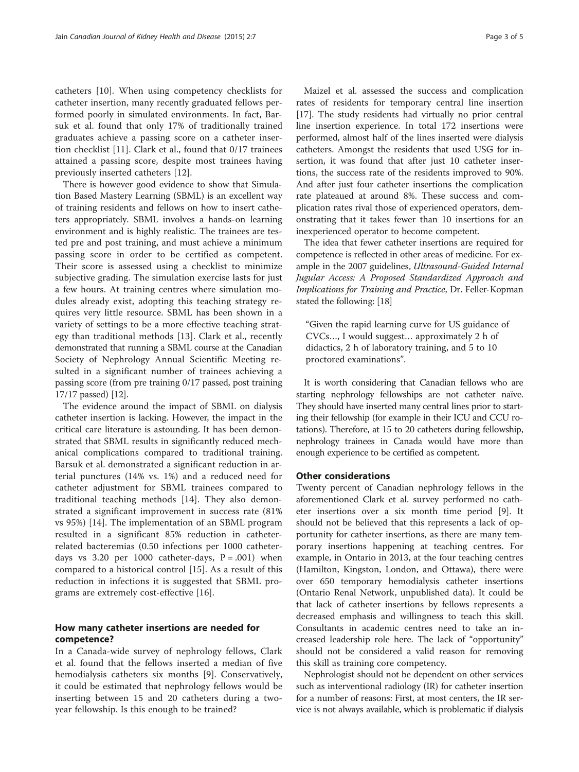catheters [10]. When using competency checklists for catheter insertion, many recently graduated fellows performed poorly in simulated environments. In fact, Barsuk et al. found that only 17% of traditionally trained graduates achieve a passing score on a catheter insertion checklist [11]. Clark et al., found that 0/17 trainees attained a passing score, despite most trainees having previously inserted catheters [12].

There is however good evidence to show that Simulation Based Mastery Learning (SBML) is an excellent way of training residents and fellows on how to insert catheters appropriately. SBML involves a hands-on learning environment and is highly realistic. The trainees are tested pre and post training, and must achieve a minimum passing score in order to be certified as competent. Their score is assessed using a checklist to minimize subjective grading. The simulation exercise lasts for just a few hours. At training centres where simulation modules already exist, adopting this teaching strategy requires very little resource. SBML has been shown in a variety of settings to be a more effective teaching strategy than traditional methods [13]. Clark et al., recently demonstrated that running a SBML course at the Canadian Society of Nephrology Annual Scientific Meeting resulted in a significant number of trainees achieving a passing score (from pre training 0/17 passed, post training 17/17 passed) [12].

The evidence around the impact of SBML on dialysis catheter insertion is lacking. However, the impact in the critical care literature is astounding. It has been demonstrated that SBML results in significantly reduced mechanical complications compared to traditional training. Barsuk et al. demonstrated a significant reduction in arterial punctures (14% vs. 1%) and a reduced need for catheter adjustment for SBML trainees compared to traditional teaching methods [14]. They also demonstrated a significant improvement in success rate (81% vs 95%) [14]. The implementation of an SBML program resulted in a significant 85% reduction in catheter-related bacteremias (0.50 infections per 1000 catheter-days vs 3.20 per 1000 catheter-days, $P = .001$) when compared to a historical control [15]. As a result of this reduction in infections it is suggested that SBML programs are extremely cost-effective [16].

## How many catheter insertions are needed for competence?

In a Canada-wide survey of nephrology fellows, Clark et al. found that the fellows inserted a median of five hemodialysis catheters six months [9]. Conservatively, it could be estimated that nephrology fellows would be inserting between 15 and 20 catheters during a two-year fellowship. Is this enough to be trained?

Maizel et al. assessed the success and complication rates of residents for temporary central line insertion [17]. The study residents had virtually no prior central line insertion experience. In total 172 insertions were performed, almost half of the lines inserted were dialysis catheters. Amongst the residents that used USG for insertion, it was found that after just 10 catheter insertions, the success rate of the residents improved to 90%. And after just four catheter insertions the complication rate plateaued at around 8%. These success and complication rates rival those of experienced operators, demonstrating that it takes fewer than 10 insertions for an inexperienced operator to become competent.

The idea that fewer catheter insertions are required for competence is reflected in other areas of medicine. For example in the 2007 guidelines, *Ultrasound-Guided Internal Jugular Access: A Proposed Standardized Approach and Implications for Training and Practice*, Dr. Feller-Kopman stated the following: [18]

> "Given the rapid learning curve for US guidance of CVCs…, I would suggest… approximately 2 h of didactics, 2 h of laboratory training, and 5 to 10 proctored examinations".

It is worth considering that Canadian fellows who are starting nephrology fellowships are not catheter naïve. They should have inserted many central lines prior to starting their fellowship (for example in their ICU and CCU rotations). Therefore, at 15 to 20 catheters during fellowship, nephrology trainees in Canada would have more than enough experience to be certified as competent.

## Other considerations

Twenty percent of Canadian nephrology fellows in the aforementioned Clark et al. survey performed no catheter insertions over a six month time period [9]. It should not be believed that this represents a lack of opportunity for catheter insertions, as there are many temporary insertions happening at teaching centres. For example, in Ontario in 2013, at the four teaching centres (Hamilton, Kingston, London, and Ottawa), there were over 650 temporary hemodialysis catheter insertions (Ontario Renal Network, unpublished data). It could be that lack of catheter insertions by fellows represents a decreased emphasis and willingness to teach this skill. Consultants in academic centres need to take an increased leadership role here. The lack of "opportunity" should not be considered a valid reason for removing this skill as training core competency.

Nephrologist should not be dependent on other services such as interventional radiology (IR) for catheter insertion for a number of reasons: First, at most centers, the IR service is not always available, which is problematic if dialysis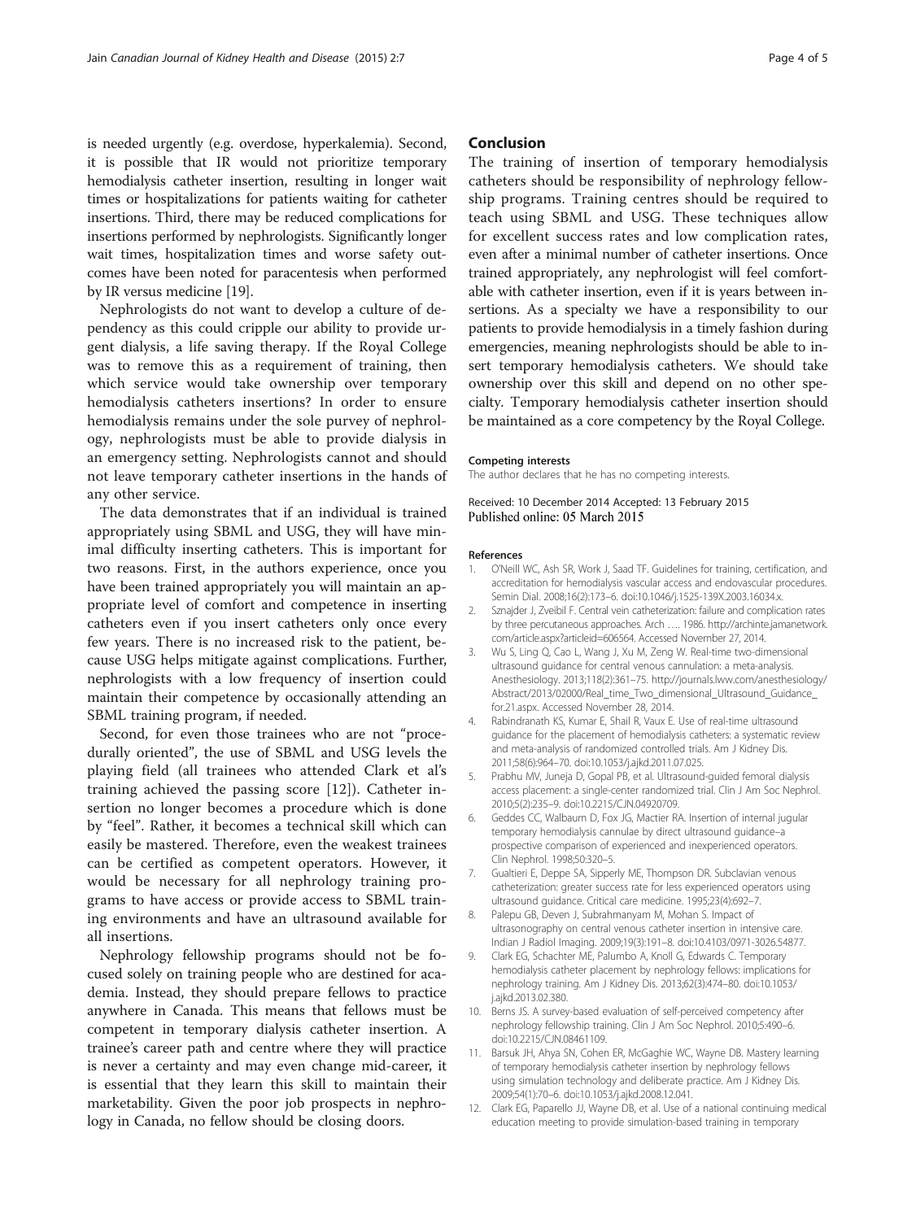is needed urgently (e.g. overdose, hyperkalemia). Second, it is possible that IR would not prioritize temporary hemodialysis catheter insertion, resulting in longer wait times or hospitalizations for patients waiting for catheter insertions. Third, there may be reduced complications for insertions performed by nephrologists. Significantly longer wait times, hospitalization times and worse safety outcomes have been noted for paracentesis when performed by IR versus medicine [19].

Nephrologists do not want to develop a culture of dependency as this could cripple our ability to provide urgent dialysis, a life saving therapy. If the Royal College was to remove this as a requirement of training, then which service would take ownership over temporary hemodialysis catheters insertions? In order to ensure hemodialysis remains under the sole purvey of nephrology, nephrologists must be able to provide dialysis in an emergency setting. Nephrologists cannot and should not leave temporary catheter insertions in the hands of any other service.

The data demonstrates that if an individual is trained appropriately using SBML and USG, they will have minimal difficulty inserting catheters. This is important for two reasons. First, in the authors experience, once you have been trained appropriately you will maintain an appropriate level of comfort and competence in inserting catheters even if you insert catheters only once every few years. There is no increased risk to the patient, because USG helps mitigate against complications. Further, nephrologists with a low frequency of insertion could maintain their competence by occasionally attending an SBML training program, if needed.

Second, for even those trainees who are not "procedurally oriented", the use of SBML and USG levels the playing field (all trainees who attended Clark et al's training achieved the passing score [12]). Catheter insertion no longer becomes a procedure which is done by "feel". Rather, it becomes a technical skill which can easily be mastered. Therefore, even the weakest trainees can be certified as competent operators. However, it would be necessary for all nephrology training programs to have access or provide access to SBML training environments and have an ultrasound available for all insertions.

Nephrology fellowship programs should not be focused solely on training people who are destined for academia. Instead, they should prepare fellows to practice anywhere in Canada. This means that fellows must be competent in temporary dialysis catheter insertion. A trainee's career path and centre where they will practice is never a certainty and may even change mid-career, it is essential that they learn this skill to maintain their marketability. Given the poor job prospects in nephrology in Canada, no fellow should be closing doors.

## Conclusion

The training of insertion of temporary hemodialysis catheters should be responsibility of nephrology fellowship programs. Training centres should be required to teach using SBML and USG. These techniques allow for excellent success rates and low complication rates, even after a minimal number of catheter insertions. Once trained appropriately, any nephrologist will feel comfortable with catheter insertion, even if it is years between insertions. As a specialty we have a responsibility to our patients to provide hemodialysis in a timely fashion during emergencies, meaning nephrologists should be able to insert temporary hemodialysis catheters. We should take ownership over this skill and depend on no other specialty. Temporary hemodialysis catheter insertion should be maintained as a core competency by the Royal College.

#### Competing interests

The author declares that he has no competing interests.

Received: 10 December 2014 Accepted: 13 February 2015
Published online: 05 March 2015

#### References

1. O'Neill WC, Ash SR, Work J, Saad TF. Guidelines for training, certification, and accreditation for hemodialysis vascular access and endovascular procedures. Semin Dial. 2008;16(2):173–6. doi:10.1046/j.1525-139X.2003.16034.x.
2. Sznajder J, Zveibil F. Central vein catheterization: failure and complication rates by three percutaneous approaches. Arch …. 1986. http://archinte.jamanetwork.com/article.aspx?articleid=606564. Accessed November 27, 2014.
3. Wu S, Ling Q, Cao L, Wang J, Xu M, Zeng W. Real-time two-dimensional ultrasound guidance for central venous cannulation: a meta-analysis. Anesthesiology. 2013;118(2):361–75. http://journals.lww.com/anesthesiology/Abstract/2013/02000/Real_time_Two_dimensional_Ultrasound_Guidance_for.21.aspx. Accessed November 28, 2014.
4. Rabindranath KS, Kumar E, Shail R, Vaux E. Use of real-time ultrasound guidance for the placement of hemodialysis catheters: a systematic review and meta-analysis of randomized controlled trials. Am J Kidney Dis. 2011;58(6):964–70. doi:10.1053/j.ajkd.2011.07.025.
5. Prabhu MV, Juneja D, Gopal PB, et al. Ultrasound-guided femoral dialysis access placement: a single-center randomized trial. Clin J Am Soc Nephrol. 2010;5(2):235–9. doi:10.2215/CJN.04920709.
6. Geddes CC, Walbaum D, Fox JG, Mactier RA. Insertion of internal jugular temporary hemodialysis cannulae by direct ultrasound guidance–a prospective comparison of experienced and inexperienced operators. Clin Nephrol. 1998;50:320–5.
7. Gualtieri E, Deppe SA, Sipperly ME, Thompson DR. Subclavian venous catheterization: greater success rate for less experienced operators using ultrasound guidance. Critical care medicine. 1995;23(4):692–7.
8. Palepu GB, Deven J, Subrahmanyam M, Mohan S. Impact of ultrasonography on central venous catheter insertion in intensive care. Indian J Radiol Imaging. 2009;19(3):191–8. doi:10.4103/0971-3026.54877.
9. Clark EG, Schachter ME, Palumbo A, Knoll G, Edwards C. Temporary hemodialysis catheter placement by nephrology fellows: implications for nephrology training. Am J Kidney Dis. 2013;62(3):474–80. doi:10.1053/j.ajkd.2013.02.380.
10. Berns JS. A survey-based evaluation of self-perceived competency after nephrology fellowship training. Clin J Am Soc Nephrol. 2010;5:490–6. doi:10.2215/CJN.08461109.
11. Barsuk JH, Ahya SN, Cohen ER, McGaghie WC, Wayne DB. Mastery learning of temporary hemodialysis catheter insertion by nephrology fellows using simulation technology and deliberate practice. Am J Kidney Dis. 2009;54(1):70–6. doi:10.1053/j.ajkd.2008.12.041.
12. Clark EG, Paparello JJ, Wayne DB, et al. Use of a national continuing medical education meeting to provide simulation-based training in temporary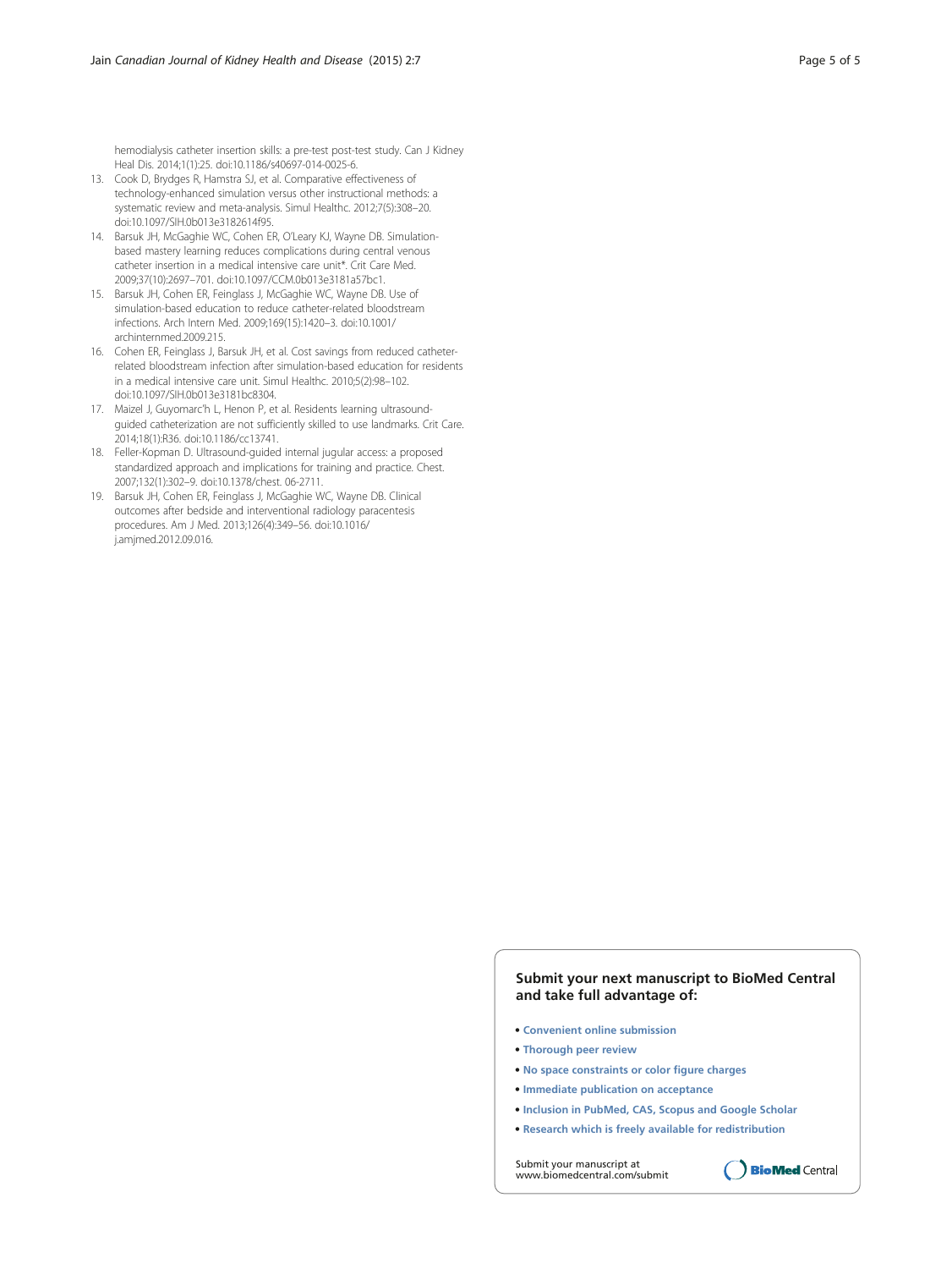hemodialysis catheter insertion skills: a pre-test post-test study. Can J Kidney Heal Dis. 2014;1(1):25. doi:10.1186/s40697-014-0025-6.

13. Cook D, Brydges R, Hamstra SJ, et al. Comparative effectiveness of technology-enhanced simulation versus other instructional methods: a systematic review and meta-analysis. Simul Healthc. 2012;7(5):308–20. doi:10.1097/SIH.0b013e3182614f95.
14. Barsuk JH, McGaghie WC, Cohen ER, O'Leary KJ, Wayne DB. Simulation-based mastery learning reduces complications during central venous catheter insertion in a medical intensive care unit*. Crit Care Med. 2009;37(10):2697–701. doi:10.1097/CCM.0b013e3181a57bc1.
15. Barsuk JH, Cohen ER, Feinglass J, McGaghie WC, Wayne DB. Use of simulation-based education to reduce catheter-related bloodstream infections. Arch Intern Med. 2009;169(15):1420–3. doi:10.1001/archinternmed.2009.215.
16. Cohen ER, Feinglass J, Barsuk JH, et al. Cost savings from reduced catheter-related bloodstream infection after simulation-based education for residents in a medical intensive care unit. Simul Healthc. 2010;5(2):98–102. doi:10.1097/SIH.0b013e3181bc8304.
17. Maizel J, Guyomarc'h L, Henon P, et al. Residents learning ultrasound-guided catheterization are not sufficiently skilled to use landmarks. Crit Care. 2014;18(1):R36. doi:10.1186/cc13741.
18. Feller-Kopman D. Ultrasound-guided internal jugular access: a proposed standardized approach and implications for training and practice. Chest. 2007;132(1):302–9. doi:10.1378/chest. 06-2711.
19. Barsuk JH, Cohen ER, Feinglass J, McGaghie WC, Wayne DB. Clinical outcomes after bedside and interventional radiology paracentesis procedures. Am J Med. 2013;126(4):349–56. doi:10.1016/j.amjmed.2012.09.016.

**Submit your next manuscript to BioMed Central and take full advantage of:**

- **Convenient online submission**
- **Thorough peer review**
- **No space constraints or color figure charges**
- **Immediate publication on acceptance**
- **Inclusion in PubMed, CAS, Scopus and Google Scholar**
- **Research which is freely available for redistribution**

Submit your manuscript at
www.biomedcentral.com/submit

BioMed Central